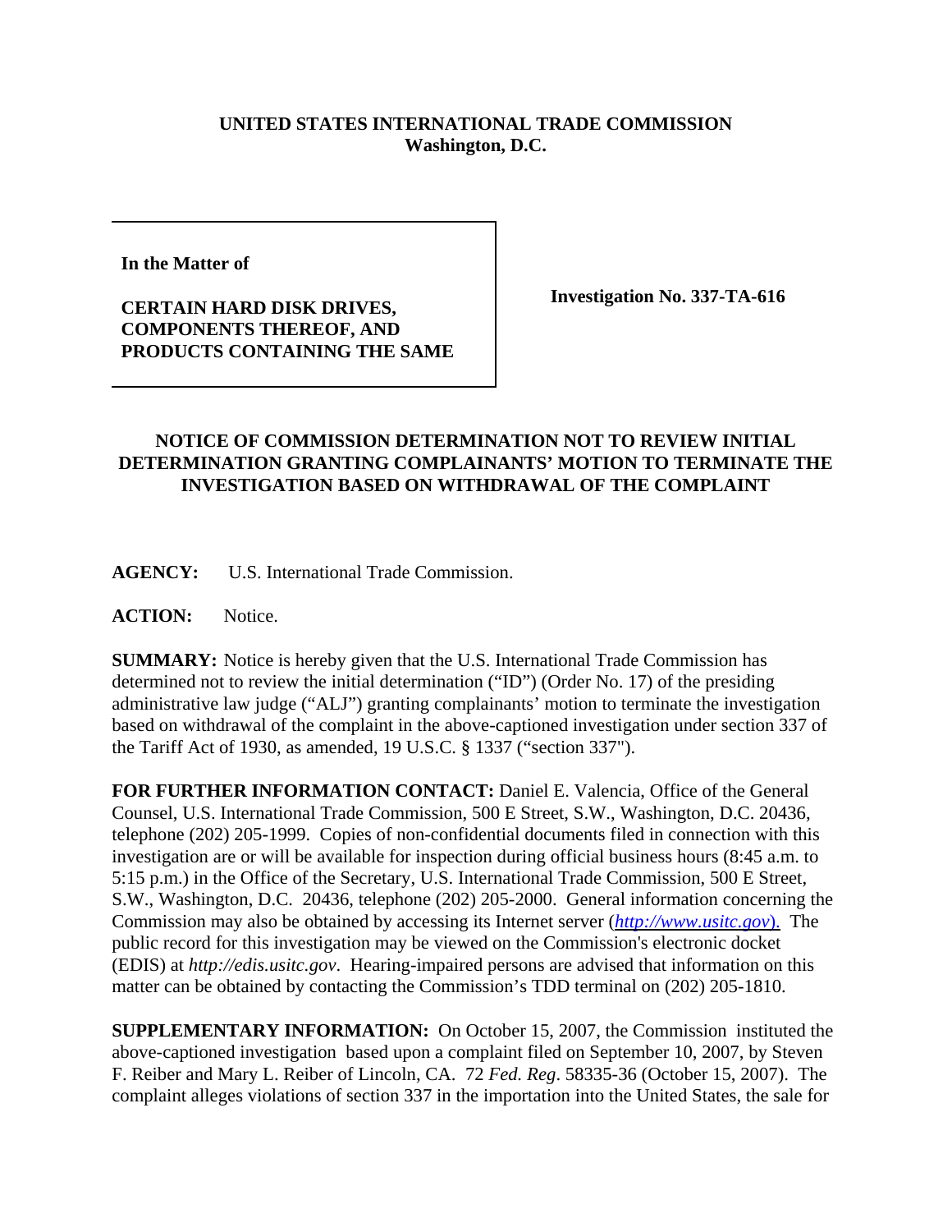**UNITED STATES INTERNATIONAL TRADE COMMISSION**
**Washington, D.C.**

| In the Matter of<br><br>**CERTAIN HARD DISK DRIVES, COMPONENTS THEREOF, AND PRODUCTS CONTAINING THE SAME** | **Investigation No. 337-TA-616** |
|---|---|

## NOTICE OF COMMISSION DETERMINATION NOT TO REVIEW INITIAL DETERMINATION GRANTING COMPLAINANTS' MOTION TO TERMINATE THE INVESTIGATION BASED ON WITHDRAWAL OF THE COMPLAINT

**AGENCY:** U.S. International Trade Commission.

**ACTION:** Notice.

**SUMMARY:** Notice is hereby given that the U.S. International Trade Commission has determined not to review the initial determination ("ID") (Order No. 17) of the presiding administrative law judge ("ALJ") granting complainants' motion to terminate the investigation based on withdrawal of the complaint in the above-captioned investigation under section 337 of the Tariff Act of 1930, as amended, 19 U.S.C. § 1337 ("section 337").

**FOR FURTHER INFORMATION CONTACT:** Daniel E. Valencia, Office of the General Counsel, U.S. International Trade Commission, 500 E Street, S.W., Washington, D.C. 20436, telephone (202) 205-1999. Copies of non-confidential documents filed in connection with this investigation are or will be available for inspection during official business hours (8:45 a.m. to 5:15 p.m.) in the Office of the Secretary, U.S. International Trade Commission, 500 E Street, S.W., Washington, D.C. 20436, telephone (202) 205-2000. General information concerning the Commission may also be obtained by accessing its Internet server (*http://www.usitc.gov*). The public record for this investigation may be viewed on the Commission's electronic docket (EDIS) at *http://edis.usitc.gov*. Hearing-impaired persons are advised that information on this matter can be obtained by contacting the Commission's TDD terminal on (202) 205-1810.

**SUPPLEMENTARY INFORMATION:** On October 15, 2007, the Commission instituted the above-captioned investigation based upon a complaint filed on September 10, 2007, by Steven F. Reiber and Mary L. Reiber of Lincoln, CA. 72 *Fed. Reg*. 58335-36 (October 15, 2007). The complaint alleges violations of section 337 in the importation into the United States, the sale for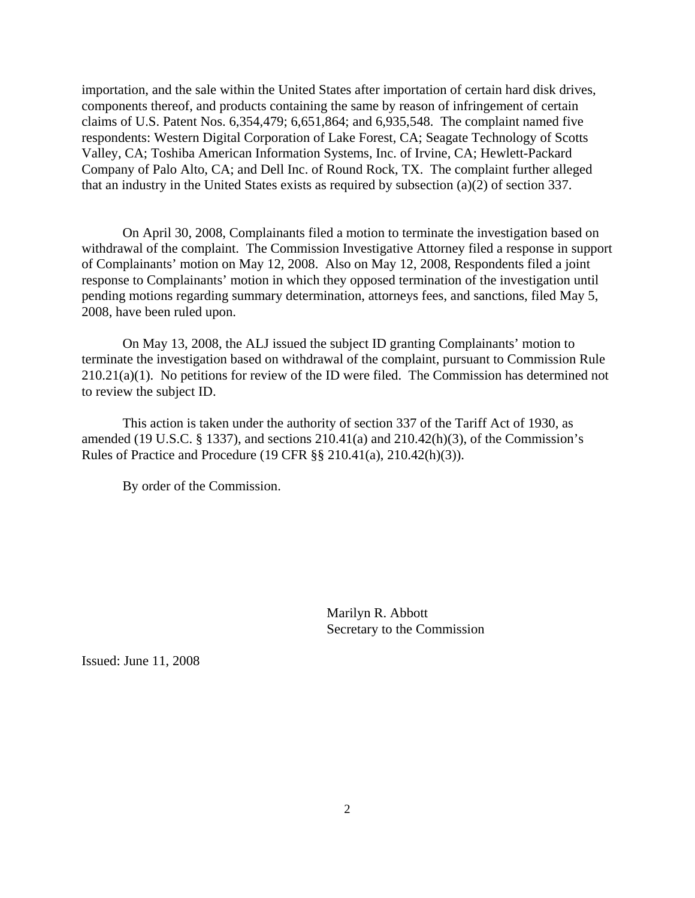importation, and the sale within the United States after importation of certain hard disk drives, components thereof, and products containing the same by reason of infringement of certain claims of U.S. Patent Nos. 6,354,479; 6,651,864; and 6,935,548. The complaint named five respondents: Western Digital Corporation of Lake Forest, CA; Seagate Technology of Scotts Valley, CA; Toshiba American Information Systems, Inc. of Irvine, CA; Hewlett-Packard Company of Palo Alto, CA; and Dell Inc. of Round Rock, TX. The complaint further alleged that an industry in the United States exists as required by subsection (a)(2) of section 337.

On April 30, 2008, Complainants filed a motion to terminate the investigation based on withdrawal of the complaint. The Commission Investigative Attorney filed a response in support of Complainants' motion on May 12, 2008. Also on May 12, 2008, Respondents filed a joint response to Complainants' motion in which they opposed termination of the investigation until pending motions regarding summary determination, attorneys fees, and sanctions, filed May 5, 2008, have been ruled upon.

On May 13, 2008, the ALJ issued the subject ID granting Complainants' motion to terminate the investigation based on withdrawal of the complaint, pursuant to Commission Rule 210.21(a)(1). No petitions for review of the ID were filed. The Commission has determined not to review the subject ID.

This action is taken under the authority of section 337 of the Tariff Act of 1930, as amended (19 U.S.C. § 1337), and sections 210.41(a) and 210.42(h)(3), of the Commission's Rules of Practice and Procedure (19 CFR §§ 210.41(a), 210.42(h)(3)).

By order of the Commission.

Marilyn R. Abbott
Secretary to the Commission

Issued: June 11, 2008